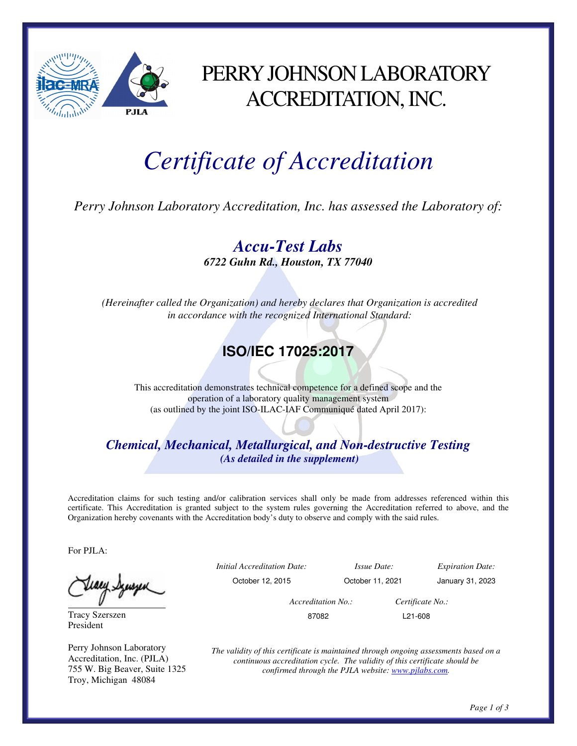# PERRY JOHNSON LABORATORY ACCREDITATION, INC.

# *Certificate of Accreditation*

*Perry Johnson Laboratory Accreditation, Inc. has assessed the Laboratory of:*

## ***Accu-Test Labs***

***6722 Guhn Rd., Houston, TX 77040***

*(Hereinafter called the Organization) and hereby declares that Organization is accredited in accordance with the recognized International Standard:*

## **ISO/IEC 17025:2017**

This accreditation demonstrates technical competence for a defined scope and the operation of a laboratory quality management system (as outlined by the joint ISO-ILAC-IAF Communiqué dated April 2017):

***Chemical, Mechanical, Metallurgical, and Non-destructive Testing***

***(As detailed in the supplement)***

Accreditation claims for such testing and/or calibration services shall only be made from addresses referenced within this certificate. This Accreditation is granted subject to the system rules governing the Accreditation referred to above, and the Organization hereby covenants with the Accreditation body's duty to observe and comply with the said rules.

For PJLA:

Tracy Szerszen
President

Perry Johnson Laboratory Accreditation, Inc. (PJLA)
755 W. Big Beaver, Suite 1325
Troy, Michigan 48084

| *Initial Accreditation Date:* | *Issue Date:* | *Expiration Date:* |
| --- | --- | --- |
| October 12, 2015 | October 11, 2021 | January 31, 2023 |

| *Accreditation No.:* | *Certificate No.:* |
| --- | --- |
| 87082 | L21-608 |

*The validity of this certificate is maintained through ongoing assessments based on a continuous accreditation cycle. The validity of this certificate should be confirmed through the PJLA website: www.pjlabs.com.*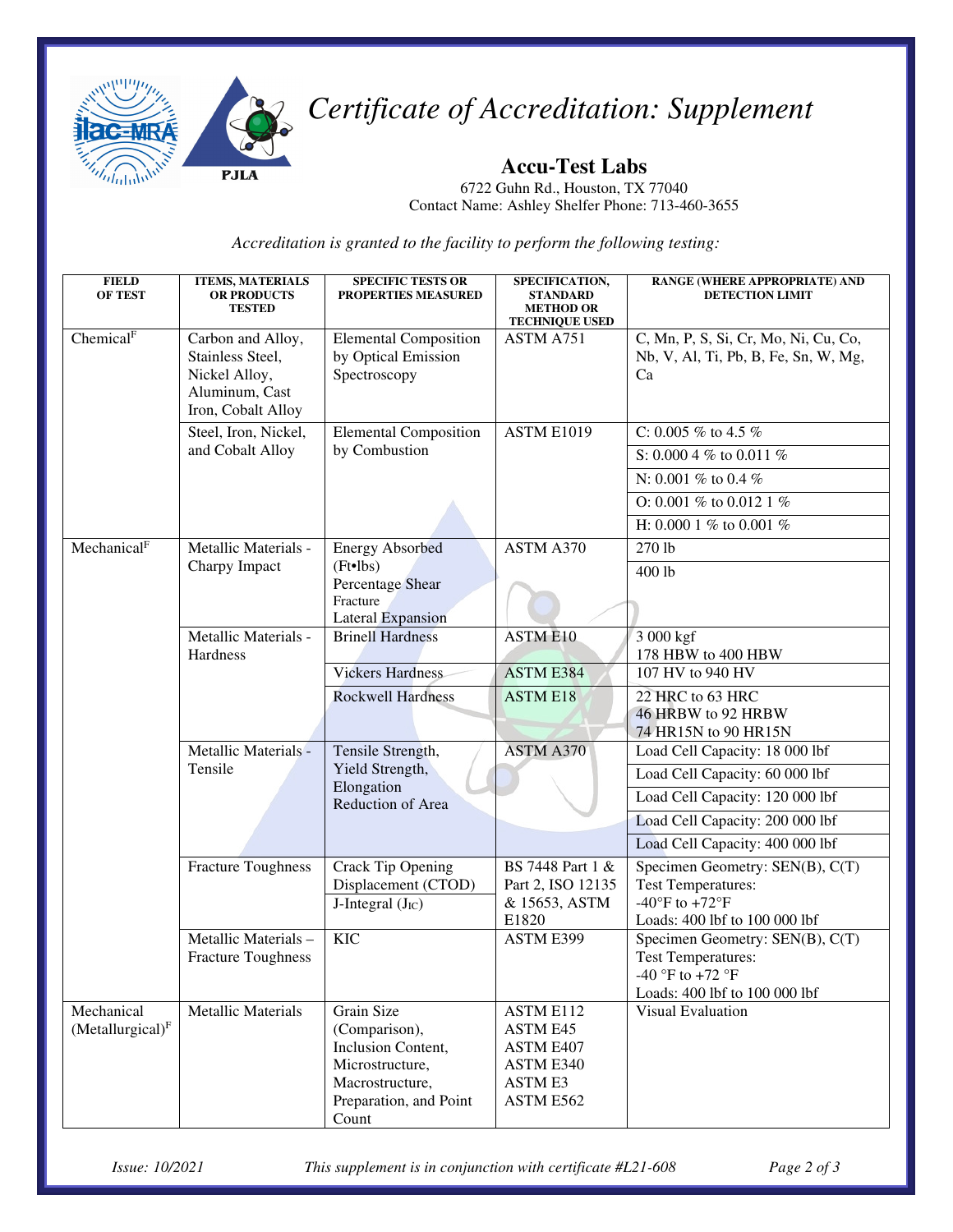# *Certificate of Accreditation: Supplement*

## Accu-Test Labs

6722 Guhn Rd., Houston, TX 77040
Contact Name: Ashley Shelfer Phone: 713-460-3655

*Accreditation is granted to the facility to perform the following testing:*

| FIELD OF TEST | ITEMS, MATERIALS OR PRODUCTS TESTED | SPECIFIC TESTS OR PROPERTIES MEASURED | SPECIFICATION, STANDARD METHOD OR TECHNIQUE USED | RANGE (WHERE APPROPRIATE) AND DETECTION LIMIT |
|---|---|---|---|---|
| Chemical[F] | Carbon and Alloy, Stainless Steel, Nickel Alloy, Aluminum, Cast Iron, Cobalt Alloy | Elemental Composition by Optical Emission Spectroscopy | ASTM A751 | C, Mn, P, S, Si, Cr, Mo, Ni, Cu, Co, Nb, V, Al, Ti, Pb, B, Fe, Sn, W, Mg, Ca |
| | Steel, Iron, Nickel, and Cobalt Alloy | Elemental Composition by Combustion | ASTM E1019 | C: 0.005 % to 4.5 % |
| | | | | S: 0.000 4 % to 0.011 % |
| | | | | N: 0.001 % to 0.4 % |
| | | | | O: 0.001 % to 0.012 1 % |
| | | | | H: 0.000 1 % to 0.001 % |
| Mechanical[F] | Metallic Materials - Charpy Impact | Energy Absorbed (Ft•lbs) Percentage Shear Fracture Lateral Expansion | ASTM A370 | 270 lb |
| | | | | 400 lb |
| | Metallic Materials - Hardness | Brinell Hardness | ASTM E10 | 3 000 kgf 178 HBW to 400 HBW |
| | | Vickers Hardness | ASTM E384 | 107 HV to 940 HV |
| | | Rockwell Hardness | ASTM E18 | 22 HRC to 63 HRC 46 HRBW to 92 HRBW 74 HR15N to 90 HR15N |
| | Metallic Materials - Tensile | Tensile Strength, Yield Strength, Elongation Reduction of Area | ASTM A370 | Load Cell Capacity: 18 000 lbf |
| | | | | Load Cell Capacity: 60 000 lbf |
| | | | | Load Cell Capacity: 120 000 lbf |
| | | | | Load Cell Capacity: 200 000 lbf |
| | | | | Load Cell Capacity: 400 000 lbf |
| | Fracture Toughness | Crack Tip Opening Displacement (CTOD) J-Integral ($J_{IC}$) | BS 7448 Part 1 & Part 2, ISO 12135 & 15653, ASTM E1820 | Specimen Geometry: SEN(B), C(T) Test Temperatures: -40°F to +72°F Loads: 400 lbf to 100 000 lbf |
| | Metallic Materials – Fracture Toughness | KIC | ASTM E399 | Specimen Geometry: SEN(B), C(T) Test Temperatures: -40 °F to +72 °F Loads: 400 lbf to 100 000 lbf |
| Mechanical (Metallurgical)[F] | Metallic Materials | Grain Size (Comparison), Inclusion Content, Microstructure, Macrostructure, Preparation, and Point Count | ASTM E112 ASTM E45 ASTM E407 ASTM E340 ASTM E3 ASTM E562 | Visual Evaluation |

*Issue: 10/2021* *This supplement is in conjunction with certificate #L21-608*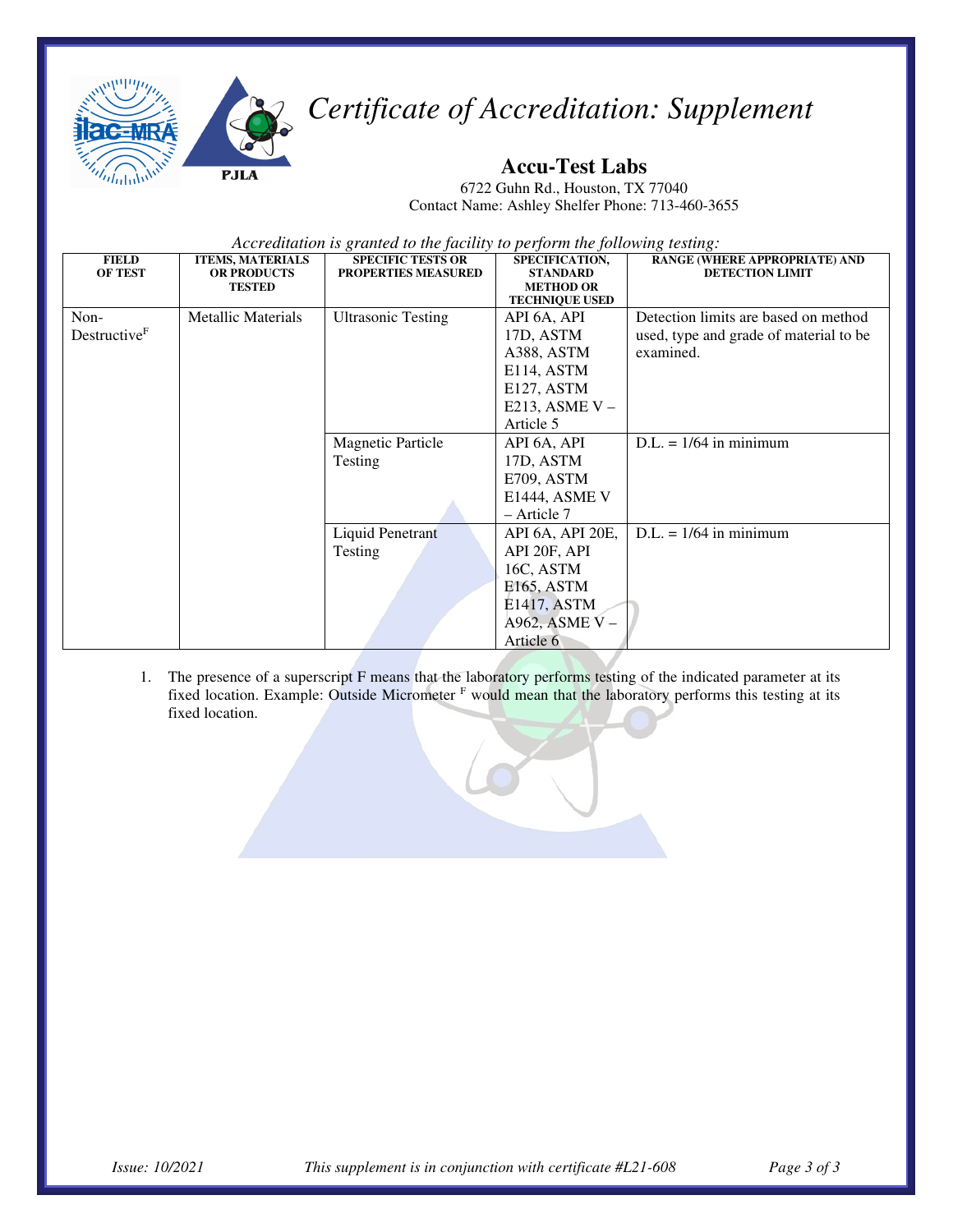# *Certificate of Accreditation: Supplement*

## Accu-Test Labs

6722 Guhn Rd., Houston, TX 77040
Contact Name: Ashley Shelfer Phone: 713-460-3655

*Accreditation is granted to the facility to perform the following testing:*

| FIELD OF TEST | ITEMS, MATERIALS OR PRODUCTS TESTED | SPECIFIC TESTS OR PROPERTIES MEASURED | SPECIFICATION, STANDARD METHOD OR TECHNIQUE USED | RANGE (WHERE APPROPRIATE) AND DETECTION LIMIT |
|---|---|---|---|---|
| Non-Destructive[F] | Metallic Materials | Ultrasonic Testing | API 6A, API 17D, ASTM A388, ASTM E114, ASTM E127, ASTM E213, ASME V – Article 5 | Detection limits are based on method used, type and grade of material to be examined. |
| | | Magnetic Particle Testing | API 6A, API 17D, ASTM E709, ASTM E1444, ASME V – Article 7 | D.L. = 1/64 in minimum |
| | | Liquid Penetrant Testing | API 6A, API 20E, API 20F, API 16C, ASTM E165, ASTM E1417, ASTM A962, ASME V – Article 6 | D.L. = 1/64 in minimum |

1. The presence of a superscript F means that the laboratory performs testing of the indicated parameter at its fixed location. Example: Outside Micrometer [F] would mean that the laboratory performs this testing at its fixed location.

*Issue: 10/2021* *This supplement is in conjunction with certificate #L21-608*